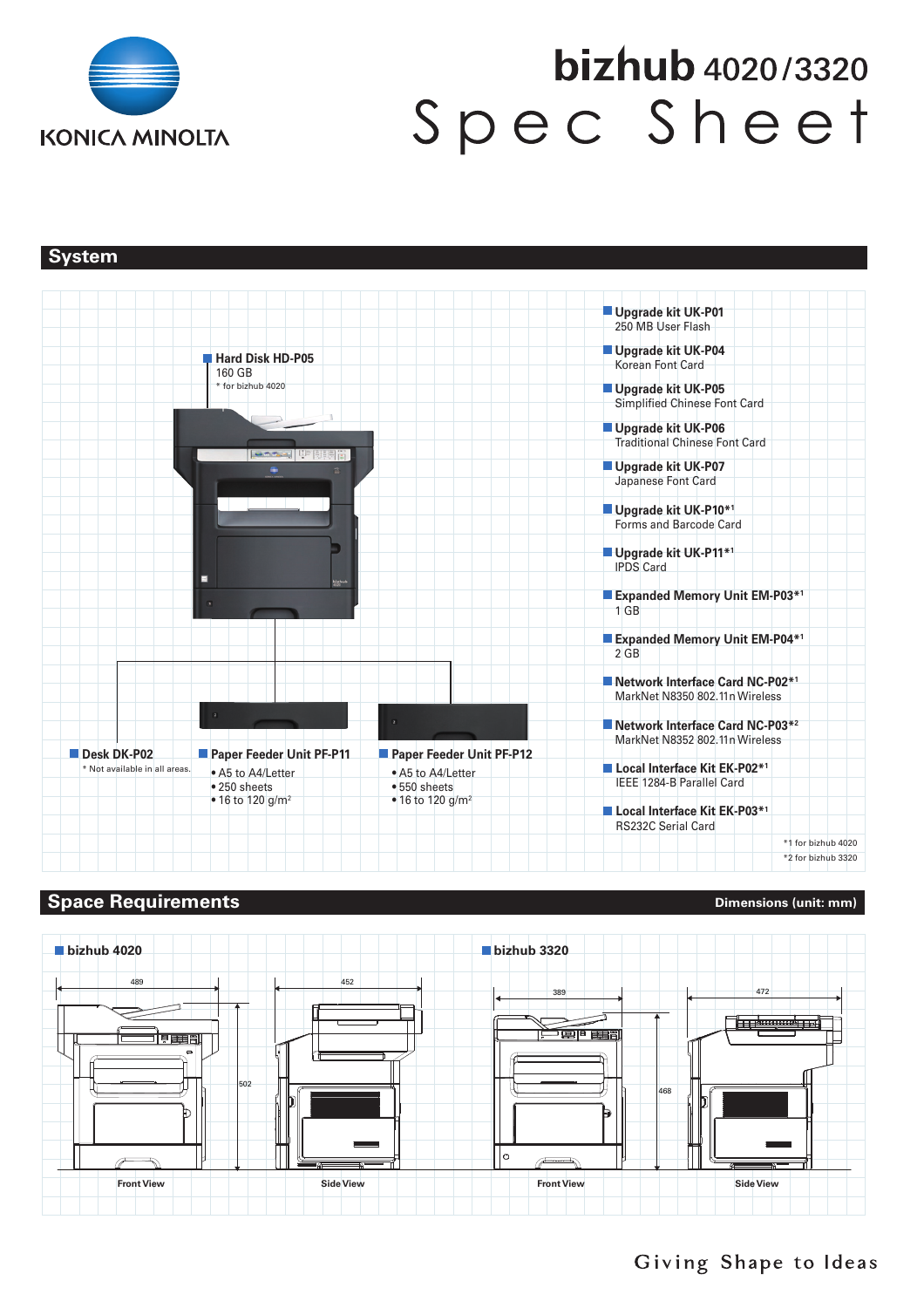# bizhub 4020/3320 Spec Sheet

KONICA MINOLTA

## System

**Hard Disk HD-P05**
160 GB
* for bizhub 4020

**Desk DK-P02**
* Not available in all areas.

**Paper Feeder Unit PF-P11**
- A5 to A4/Letter
- 250 sheets
- 16 to 120 g/m²

**Paper Feeder Unit PF-P12**
- A5 to A4/Letter
- 550 sheets
- 16 to 120 g/m²

**Upgrade kit UK-P01**
250 MB User Flash

**Upgrade kit UK-P04**
Korean Font Card

**Upgrade kit UK-P05**
Simplified Chinese Font Card

**Upgrade kit UK-P06**
Traditional Chinese Font Card

**Upgrade kit UK-P07**
Japanese Font Card

**Upgrade kit UK-P10*1**
Forms and Barcode Card

**Upgrade kit UK-P11*1**
IPDS Card

**Expanded Memory Unit EM-P03*1**
1 GB

**Expanded Memory Unit EM-P04*1**
2 GB

**Network Interface Card NC-P02*1**
MarkNet N8350 802.11n Wireless

**Network Interface Card NC-P03*2**
MarkNet N8352 802.11n Wireless

**Local Interface Kit EK-P02*1**
IEEE 1284-B Parallel Card

**Local Interface Kit EK-P03*1**
RS232C Serial Card

*1 for bizhub 4020
*2 for bizhub 3320

## Space Requirements

Dimensions (unit: mm)

**bizhub 4020**

Front View: 489 (width), 502 (height)
Side View: 452 (depth)

**bizhub 3320**

Front View: 389 (width), 468 (height)
Side View: 472 (depth)

Giving Shape to Ideas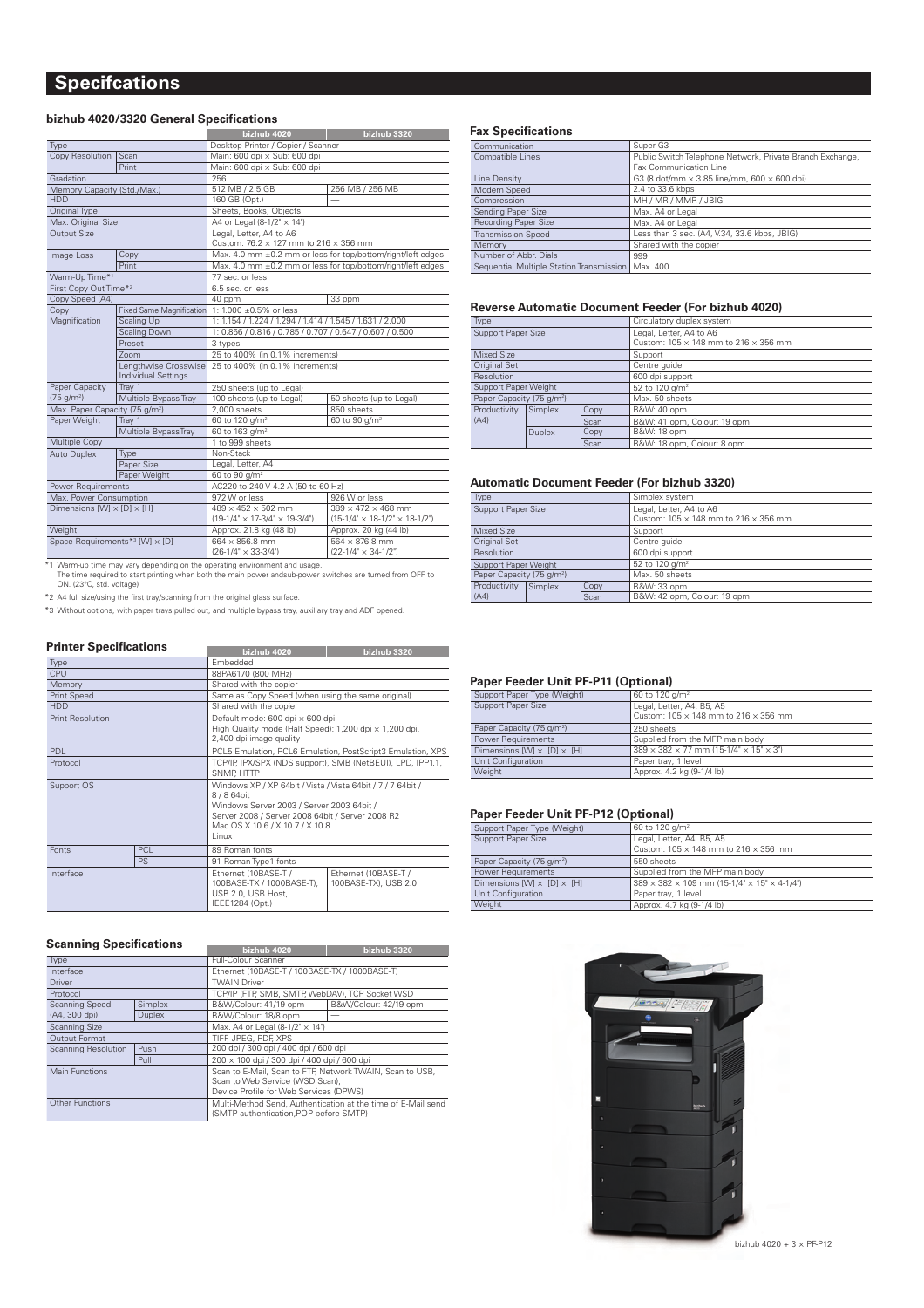# Specifcations

### bizhub 4020/3320 General Specifications

| | | bizhub 4020 | bizhub 3320 |
|---|---|---|---|
| Type | | Desktop Printer / Copier / Scanner | |
| Copy Resolution | Scan | Main: 600 dpi × Sub: 600 dpi | |
| | Print | Main: 600 dpi × Sub: 600 dpi | |
| Gradation | | 256 | |
| Memory Capacity (Std./Max.) | | 512 MB / 2.5 GB | 256 MB / 256 MB |
| HDD | | 160 GB (Opt.) | — |
| Original Type | | Sheets, Books, Objects | |
| Max. Original Size | | A4 or Legal (8-1/2" × 14") | |
| Output Size | | Legal, Letter, A4 to A6<br>Custom: 76.2 × 127 mm to 216 × 356 mm | |
| Image Loss | Copy | Max. 4.0 mm ±0.2 mm or less for top/bottom/right/left edges | |
| | Print | Max. 4.0 mm ±0.2 mm or less for top/bottom/right/left edges | |
| Warm-Up Time*1 | | 77 sec. or less | |
| First Copy Out Time*2 | | 6.5 sec. or less | |
| Copy Speed (A4) | | 40 ppm | 33 ppm |
| Copy Magnification | Fixed Same Magnification | 1: 1.000 ±0.5% or less | |
| | Scaling Up | 1: 1.154 / 1.224 / 1.294 / 1.414 / 1.545 / 1.631 / 2.000 | |
| | Scaling Down | 1: 0.866 / 0.816 / 0.785 / 0.707 / 0.647 / 0.607 / 0.500 | |
| | Preset | 3 types | |
| | Zoom | 25 to 400% (in 0.1% increments) | |
| | Lengthwise Crosswise Individual Settings | 25 to 400% (in 0.1% increments) | |
| Paper Capacity (75 g/m²) | Tray 1 | 250 sheets (up to Legal) | |
| | Multiple Bypass Tray | 100 sheets (up to Legal) | 50 sheets (up to Legal) |
| Max. Paper Capacity (75 g/m²) | | 2,000 sheets | 850 sheets |
| Paper Weight | Tray 1 | 60 to 120 g/m² | 60 to 90 g/m² |
| | Multiple Bypass Tray | 60 to 163 g/m² | |
| Multiple Copy | | 1 to 999 sheets | |
| Auto Duplex | Type | Non-Stack | |
| | Paper Size | Legal, Letter, A4 | |
| | Paper Weight | 60 to 90 g/m² | |
| Power Requirements | | AC220 to 240 V 4.2 A (50 to 60 Hz) | |
| Max. Power Consumption | | 972 W or less | 926 W or less |
| Dimensions [W] × [D] × [H] | | 489 × 452 × 502 mm<br>(19-1/4" × 17-3/4" × 19-3/4") | 389 × 472 × 468 mm<br>(15-1/4" × 18-1/2" × 18-1/2") |
| Weight | | Approx. 21.8 kg (48 lb) | Approx. 20 kg (44 lb) |
| Space Requirements*3 [W] × [D] | | 664 × 856.8 mm<br>(26-1/4" × 33-3/4") | 564 × 876.8 mm<br>(22-1/4" × 34-1/2") |

*1 Warm-up time may vary depending on the operating environment and usage.
The time required to start printing when both the main power andsub-power switches are turned from OFF to ON. (23°C, std. voltage)

*2 A4 full size/using the first tray/scanning from the original glass surface.

*3 Without options, with paper trays pulled out, and multiple bypass tray, auxiliary tray and ADF opened.

### Printer Specifications

| | | bizhub 4020 | bizhub 3320 |
|---|---|---|---|
| Type | | Embedded | |
| CPU | | 88PA6170 (800 MHz) | |
| Memory | | Shared with the copier | |
| Print Speed | | Same as Copy Speed (when using the same original) | |
| HDD | | Shared with the copier | |
| Print Resolution | | Default mode: 600 dpi × 600 dpi<br>High Quality mode (Half Speed): 1,200 dpi × 1,200 dpi, 2,400 dpi image quality | |
| PDL | | PCL5 Emulation, PCL6 Emulation, PostScript3 Emulation, XPS | |
| Protocol | | TCP/IP, IPX/SPX (NDS support), SMB (NetBEUI), LPD, IPP1.1, SNMP, HTTP | |
| Support OS | | Windows XP / XP 64bit / Vista / Vista 64bit / 7 / 7 64bit / 8 / 8 64bit<br>Windows Server 2003 / Server 2003 64bit /<br>Server 2008 / Server 2008 64bit / Server 2008 R2<br>Mac OS X 10.6 / X 10.7 / X 10.8<br>Linux | |
| Fonts | PCL | 89 Roman fonts | |
| | PS | 91 Roman Type1 fonts | |
| Interface | | Ethernet (10BASE-T / 100BASE-TX / 1000BASE-T), USB 2.0, USB Host, IEEE1284 (Opt.) | Ethernet (10BASE-T / 100BASE-TX), USB 2.0 |

### Scanning Specifications

| | | bizhub 4020 | bizhub 3320 |
|---|---|---|---|
| Type | | Full-Colour Scanner | |
| Interface | | Ethernet (10BASE-T / 100BASE-TX / 1000BASE-T) | |
| Driver | | TWAIN Driver | |
| Protocol | | TCP/IP (FTP, SMB, SMTP, WebDAV), TCP Socket WSD | |
| Scanning Speed (A4, 300 dpi) | Simplex | B&W/Colour: 41/19 opm | B&W/Colour: 42/19 opm |
| | Duplex | B&W/Colour: 18/8 opm | — |
| Scanning Size | | Max. A4 or Legal (8-1/2" × 14") | |
| Output Format | | TIFF, JPEG, PDF, XPS | |
| Scanning Resolution | Push | 200 dpi / 300 dpi / 400 dpi / 600 dpi | |
| | Pull | 200 × 100 dpi / 300 dpi / 400 dpi / 600 dpi | |
| Main Functions | | Scan to E-Mail, Scan to FTP, Network TWAIN, Scan to USB, Scan to Web Service (WSD Scan), Device Profile for Web Services (DPWS) | |
| Other Functions | | Multi-Method Send, Authentication at the time of E-Mail send (SMTP authentication,POP before SMTP) | |

### Fax Specifications

| | |
|---|---|
| Communication | Super G3 |
| Compatible Lines | Public Switch Telephone Network, Private Branch Exchange, Fax Communication Line |
| Line Density | G3 (8 dot/mm × 3.85 line/mm, 600 × 600 dpi) |
| Modem Speed | 2.4 to 33.6 kbps |
| Compression | MH / MR / MMR / JBIG |
| Sending Paper Size | Max. A4 or Legal |
| Recording Paper Size | Max. A4 or Legal |
| Transmission Speed | Less than 3 sec. (A4, V.34, 33.6 kbps, JBIG) |
| Memory | Shared with the copier |
| Number of Abbr. Dials | 999 |
| Sequential Multiple Station Transmission | Max. 400 |

### Reverse Automatic Document Feeder (For bizhub 4020)

| | | | |
|---|---|---|---|
| Type | | | Circulatory duplex system |
| Support Paper Size | | | Legal, Letter, A4 to A6<br>Custom: 105 × 148 mm to 216 × 356 mm |
| Mixed Size | | | Support |
| Original Set | | | Centre guide |
| Resolution | | | 600 dpi support |
| Support Paper Weight | | | 52 to 120 g/m² |
| Paper Capacity (75 g/m²) | | | Max. 50 sheets |
| Productivity (A4) | Simplex | Copy | B&W: 40 opm |
| | | Scan | B&W: 41 opm, Colour: 19 opm |
| | Duplex | Copy | B&W: 18 opm |
| | | Scan | B&W: 18 opm, Colour: 8 opm |

### Automatic Document Feeder (For bizhub 3320)

| | | | |
|---|---|---|---|
| Type | | | Simplex system |
| Support Paper Size | | | Legal, Letter, A4 to A6<br>Custom: 105 × 148 mm to 216 × 356 mm |
| Mixed Size | | | Support |
| Original Set | | | Centre guide |
| Resolution | | | 600 dpi support |
| Support Paper Weight | | | 52 to 120 g/m² |
| Paper Capacity (75 g/m²) | | | Max. 50 sheets |
| Productivity (A4) | Simplex | Copy | B&W: 33 opm |
| | | Scan | B&W: 42 opm, Colour: 19 opm |

### Paper Feeder Unit PF-P11 (Optional)

| | |
|---|---|
| Support Paper Type (Weight) | 60 to 120 g/m² |
| Support Paper Size | Legal, Letter, A4, B5, A5<br>Custom: 105 × 148 mm to 216 × 356 mm |
| Paper Capacity (75 g/m²) | 250 sheets |
| Power Requirements | Supplied from the MFP main body |
| Dimensions [W] × [D] × [H] | 389 × 382 × 77 mm (15-1/4" × 15" × 3") |
| Unit Configuration | Paper tray, 1 level |
| Weight | Approx. 4.2 kg (9-1/4 lb) |

### Paper Feeder Unit PF-P12 (Optional)

| | |
|---|---|
| Support Paper Type (Weight) | 60 to 120 g/m² |
| Support Paper Size | Legal, Letter, A4, B5, A5<br>Custom: 105 × 148 mm to 216 × 356 mm |
| Paper Capacity (75 g/m²) | 550 sheets |
| Power Requirements | Supplied from the MFP main body |
| Dimensions [W] × [D] × [H] | 389 × 382 × 109 mm (15-1/4" × 15" × 4-1/4") |
| Unit Configuration | Paper tray, 1 level |
| Weight | Approx. 4.7 kg (9-1/4 lb) |

bizhub 4020 + 3 × PF-P12